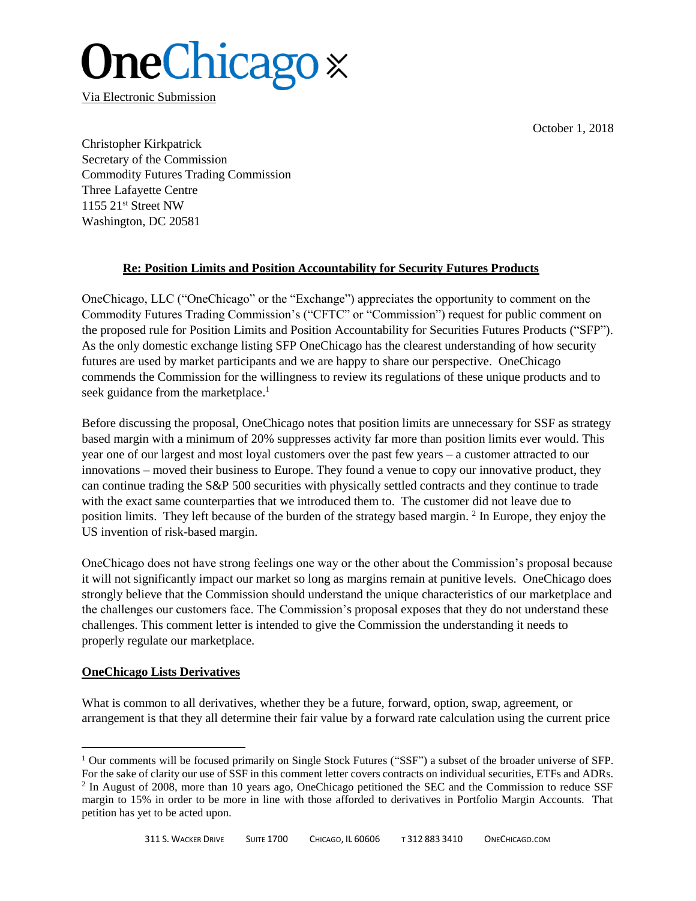# OneChicago

Via Electronic Submission

October 1, 2018

Christopher Kirkpatrick
Secretary of the Commission
Commodity Futures Trading Commission
Three Lafayette Centre
1155 21st Street NW
Washington, DC 20581

**Re: Position Limits and Position Accountability for Security Futures Products**

OneChicago, LLC ("OneChicago" or the "Exchange") appreciates the opportunity to comment on the Commodity Futures Trading Commission's ("CFTC" or "Commission") request for public comment on the proposed rule for Position Limits and Position Accountability for Securities Futures Products ("SFP"). As the only domestic exchange listing SFP OneChicago has the clearest understanding of how security futures are used by market participants and we are happy to share our perspective. OneChicago commends the Commission for the willingness to review its regulations of these unique products and to seek guidance from the marketplace.[1]

Before discussing the proposal, OneChicago notes that position limits are unnecessary for SSF as strategy based margin with a minimum of 20% suppresses activity far more than position limits ever would. This year one of our largest and most loyal customers over the past few years – a customer attracted to our innovations – moved their business to Europe. They found a venue to copy our innovative product, they can continue trading the S&P 500 securities with physically settled contracts and they continue to trade with the exact same counterparties that we introduced them to. The customer did not leave due to position limits. They left because of the burden of the strategy based margin.[2] In Europe, they enjoy the US invention of risk-based margin.

OneChicago does not have strong feelings one way or the other about the Commission's proposal because it will not significantly impact our market so long as margins remain at punitive levels. OneChicago does strongly believe that the Commission should understand the unique characteristics of our marketplace and the challenges our customers face. The Commission's proposal exposes that they do not understand these challenges. This comment letter is intended to give the Commission the understanding it needs to properly regulate our marketplace.

**OneChicago Lists Derivatives**

What is common to all derivatives, whether they be a future, forward, option, swap, agreement, or arrangement is that they all determine their fair value by a forward rate calculation using the current price

[1] Our comments will be focused primarily on Single Stock Futures ("SSF") a subset of the broader universe of SFP. For the sake of clarity our use of SSF in this comment letter covers contracts on individual securities, ETFs and ADRs.

[2] In August of 2008, more than 10 years ago, OneChicago petitioned the SEC and the Commission to reduce SSF margin to 15% in order to be more in line with those afforded to derivatives in Portfolio Margin Accounts. That petition has yet to be acted upon.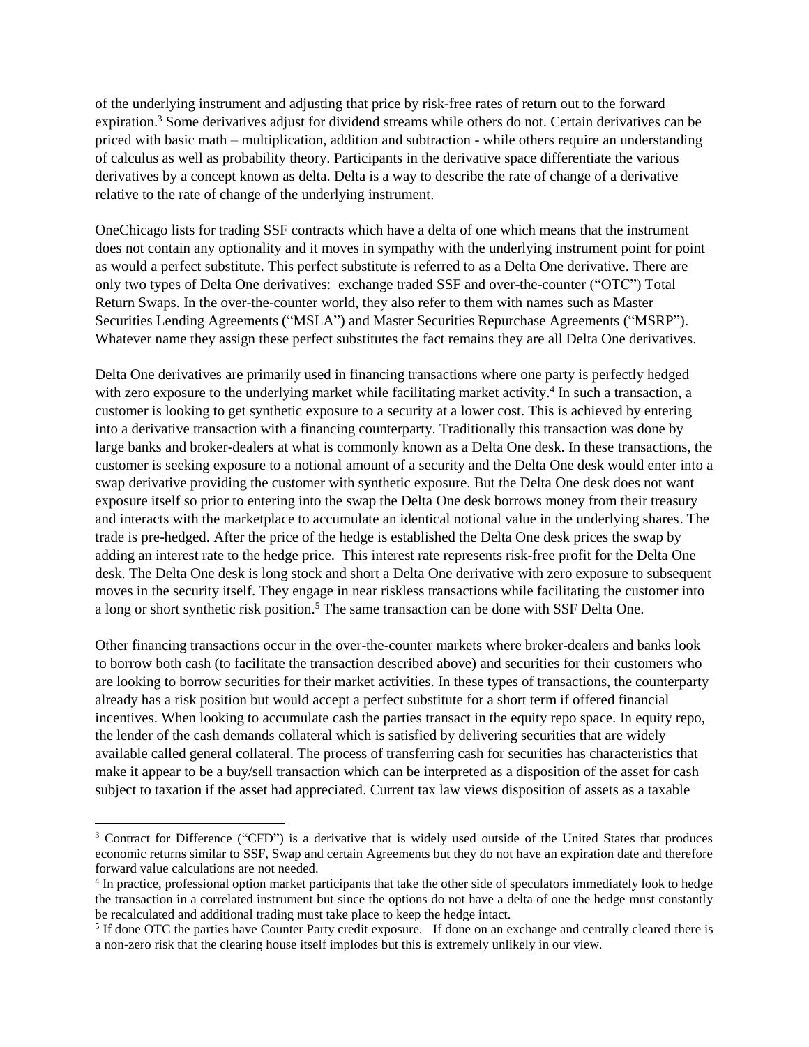of the underlying instrument and adjusting that price by risk-free rates of return out to the forward expiration.[3] Some derivatives adjust for dividend streams while others do not. Certain derivatives can be priced with basic math – multiplication, addition and subtraction - while others require an understanding of calculus as well as probability theory. Participants in the derivative space differentiate the various derivatives by a concept known as delta. Delta is a way to describe the rate of change of a derivative relative to the rate of change of the underlying instrument.

OneChicago lists for trading SSF contracts which have a delta of one which means that the instrument does not contain any optionality and it moves in sympathy with the underlying instrument point for point as would a perfect substitute. This perfect substitute is referred to as a Delta One derivative. There are only two types of Delta One derivatives: exchange traded SSF and over-the-counter ("OTC") Total Return Swaps. In the over-the-counter world, they also refer to them with names such as Master Securities Lending Agreements ("MSLA") and Master Securities Repurchase Agreements ("MSRP"). Whatever name they assign these perfect substitutes the fact remains they are all Delta One derivatives.

Delta One derivatives are primarily used in financing transactions where one party is perfectly hedged with zero exposure to the underlying market while facilitating market activity.[4] In such a transaction, a customer is looking to get synthetic exposure to a security at a lower cost. This is achieved by entering into a derivative transaction with a financing counterparty. Traditionally this transaction was done by large banks and broker-dealers at what is commonly known as a Delta One desk. In these transactions, the customer is seeking exposure to a notional amount of a security and the Delta One desk would enter into a swap derivative providing the customer with synthetic exposure. But the Delta One desk does not want exposure itself so prior to entering into the swap the Delta One desk borrows money from their treasury and interacts with the marketplace to accumulate an identical notional value in the underlying shares. The trade is pre-hedged. After the price of the hedge is established the Delta One desk prices the swap by adding an interest rate to the hedge price. This interest rate represents risk-free profit for the Delta One desk. The Delta One desk is long stock and short a Delta One derivative with zero exposure to subsequent moves in the security itself. They engage in near riskless transactions while facilitating the customer into a long or short synthetic risk position.[5] The same transaction can be done with SSF Delta One.

Other financing transactions occur in the over-the-counter markets where broker-dealers and banks look to borrow both cash (to facilitate the transaction described above) and securities for their customers who are looking to borrow securities for their market activities. In these types of transactions, the counterparty already has a risk position but would accept a perfect substitute for a short term if offered financial incentives. When looking to accumulate cash the parties transact in the equity repo space. In equity repo, the lender of the cash demands collateral which is satisfied by delivering securities that are widely available called general collateral. The process of transferring cash for securities has characteristics that make it appear to be a buy/sell transaction which can be interpreted as a disposition of the asset for cash subject to taxation if the asset had appreciated. Current tax law views disposition of assets as a taxable

---

[3] Contract for Difference ("CFD") is a derivative that is widely used outside of the United States that produces economic returns similar to SSF, Swap and certain Agreements but they do not have an expiration date and therefore forward value calculations are not needed.

[4] In practice, professional option market participants that take the other side of speculators immediately look to hedge the transaction in a correlated instrument but since the options do not have a delta of one the hedge must constantly be recalculated and additional trading must take place to keep the hedge intact.

[5] If done OTC the parties have Counter Party credit exposure. If done on an exchange and centrally cleared there is a non-zero risk that the clearing house itself implodes but this is extremely unlikely in our view.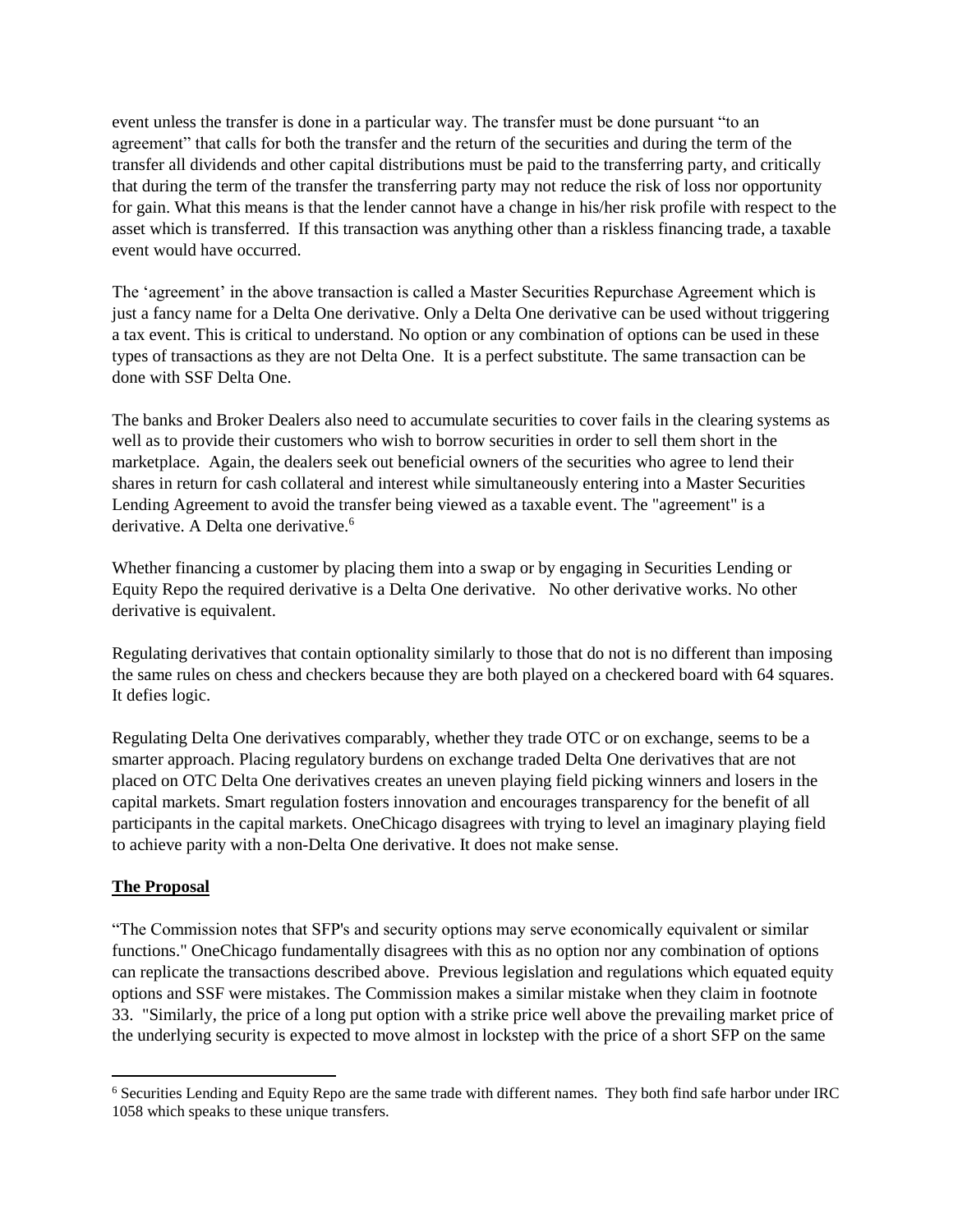event unless the transfer is done in a particular way. The transfer must be done pursuant "to an agreement" that calls for both the transfer and the return of the securities and during the term of the transfer all dividends and other capital distributions must be paid to the transferring party, and critically that during the term of the transfer the transferring party may not reduce the risk of loss nor opportunity for gain. What this means is that the lender cannot have a change in his/her risk profile with respect to the asset which is transferred. If this transaction was anything other than a riskless financing trade, a taxable event would have occurred.

The 'agreement' in the above transaction is called a Master Securities Repurchase Agreement which is just a fancy name for a Delta One derivative. Only a Delta One derivative can be used without triggering a tax event. This is critical to understand. No option or any combination of options can be used in these types of transactions as they are not Delta One. It is a perfect substitute. The same transaction can be done with SSF Delta One.

The banks and Broker Dealers also need to accumulate securities to cover fails in the clearing systems as well as to provide their customers who wish to borrow securities in order to sell them short in the marketplace. Again, the dealers seek out beneficial owners of the securities who agree to lend their shares in return for cash collateral and interest while simultaneously entering into a Master Securities Lending Agreement to avoid the transfer being viewed as a taxable event. The "agreement" is a derivative. A Delta one derivative.[6]

Whether financing a customer by placing them into a swap or by engaging in Securities Lending or Equity Repo the required derivative is a Delta One derivative. No other derivative works. No other derivative is equivalent.

Regulating derivatives that contain optionality similarly to those that do not is no different than imposing the same rules on chess and checkers because they are both played on a checkered board with 64 squares. It defies logic.

Regulating Delta One derivatives comparably, whether they trade OTC or on exchange, seems to be a smarter approach. Placing regulatory burdens on exchange traded Delta One derivatives that are not placed on OTC Delta One derivatives creates an uneven playing field picking winners and losers in the capital markets. Smart regulation fosters innovation and encourages transparency for the benefit of all participants in the capital markets. OneChicago disagrees with trying to level an imaginary playing field to achieve parity with a non-Delta One derivative. It does not make sense.

**The Proposal**

"The Commission notes that SFP's and security options may serve economically equivalent or similar functions." OneChicago fundamentally disagrees with this as no option nor any combination of options can replicate the transactions described above. Previous legislation and regulations which equated equity options and SSF were mistakes. The Commission makes a similar mistake when they claim in footnote 33. "Similarly, the price of a long put option with a strike price well above the prevailing market price of the underlying security is expected to move almost in lockstep with the price of a short SFP on the same

---

[6] Securities Lending and Equity Repo are the same trade with different names. They both find safe harbor under IRC 1058 which speaks to these unique transfers.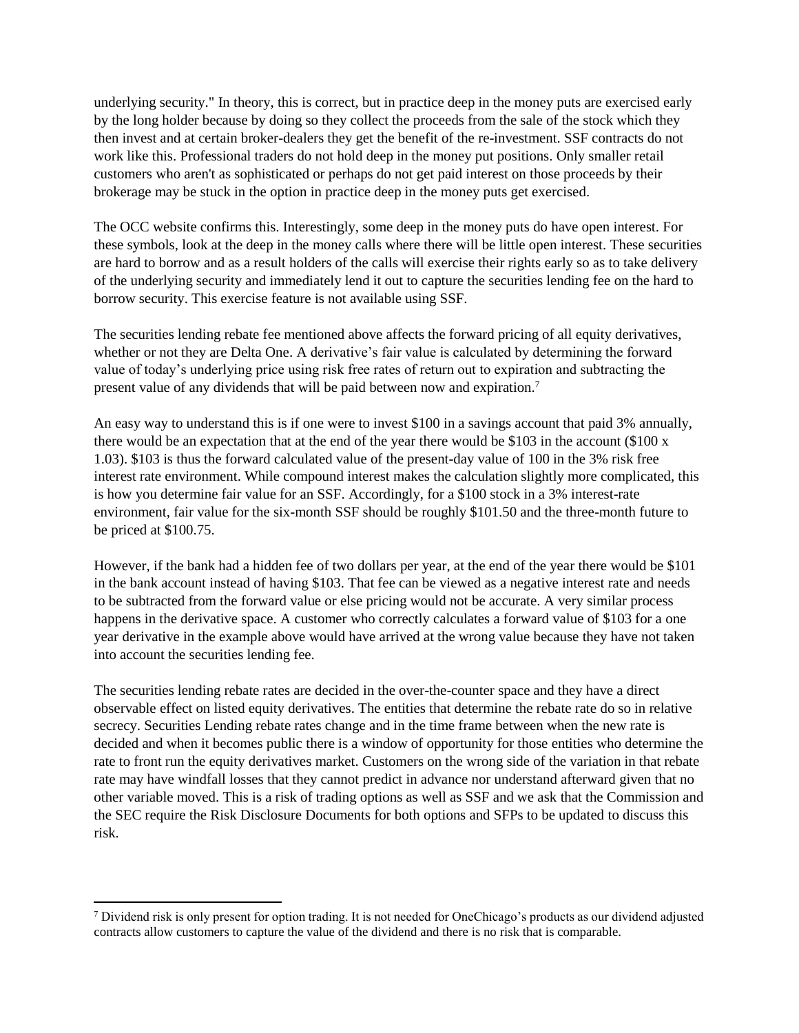underlying security." In theory, this is correct, but in practice deep in the money puts are exercised early by the long holder because by doing so they collect the proceeds from the sale of the stock which they then invest and at certain broker-dealers they get the benefit of the re-investment. SSF contracts do not work like this. Professional traders do not hold deep in the money put positions. Only smaller retail customers who aren't as sophisticated or perhaps do not get paid interest on those proceeds by their brokerage may be stuck in the option in practice deep in the money puts get exercised.

The OCC website confirms this. Interestingly, some deep in the money puts do have open interest. For these symbols, look at the deep in the money calls where there will be little open interest. These securities are hard to borrow and as a result holders of the calls will exercise their rights early so as to take delivery of the underlying security and immediately lend it out to capture the securities lending fee on the hard to borrow security. This exercise feature is not available using SSF.

The securities lending rebate fee mentioned above affects the forward pricing of all equity derivatives, whether or not they are Delta One. A derivative's fair value is calculated by determining the forward value of today's underlying price using risk free rates of return out to expiration and subtracting the present value of any dividends that will be paid between now and expiration.[7]

An easy way to understand this is if one were to invest \$100 in a savings account that paid 3% annually, there would be an expectation that at the end of the year there would be \$103 in the account (\$100 x 1.03). \$103 is thus the forward calculated value of the present-day value of 100 in the 3% risk free interest rate environment. While compound interest makes the calculation slightly more complicated, this is how you determine fair value for an SSF. Accordingly, for a \$100 stock in a 3% interest-rate environment, fair value for the six-month SSF should be roughly \$101.50 and the three-month future to be priced at \$100.75.

However, if the bank had a hidden fee of two dollars per year, at the end of the year there would be \$101 in the bank account instead of having \$103. That fee can be viewed as a negative interest rate and needs to be subtracted from the forward value or else pricing would not be accurate. A very similar process happens in the derivative space. A customer who correctly calculates a forward value of \$103 for a one year derivative in the example above would have arrived at the wrong value because they have not taken into account the securities lending fee.

The securities lending rebate rates are decided in the over-the-counter space and they have a direct observable effect on listed equity derivatives. The entities that determine the rebate rate do so in relative secrecy. Securities Lending rebate rates change and in the time frame between when the new rate is decided and when it becomes public there is a window of opportunity for those entities who determine the rate to front run the equity derivatives market. Customers on the wrong side of the variation in that rebate rate may have windfall losses that they cannot predict in advance nor understand afterward given that no other variable moved. This is a risk of trading options as well as SSF and we ask that the Commission and the SEC require the Risk Disclosure Documents for both options and SFPs to be updated to discuss this risk.

[7] Dividend risk is only present for option trading. It is not needed for OneChicago's products as our dividend adjusted contracts allow customers to capture the value of the dividend and there is no risk that is comparable.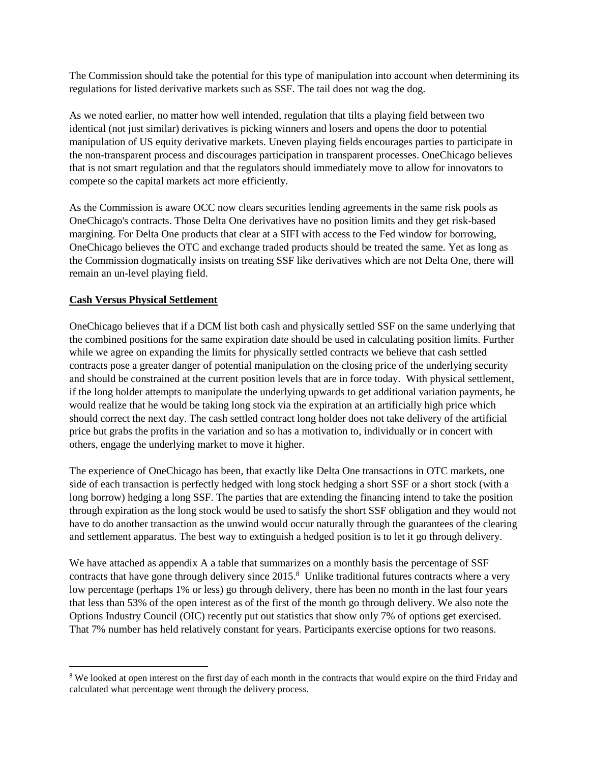The Commission should take the potential for this type of manipulation into account when determining its regulations for listed derivative markets such as SSF. The tail does not wag the dog.

As we noted earlier, no matter how well intended, regulation that tilts a playing field between two identical (not just similar) derivatives is picking winners and losers and opens the door to potential manipulation of US equity derivative markets. Uneven playing fields encourages parties to participate in the non-transparent process and discourages participation in transparent processes. OneChicago believes that is not smart regulation and that the regulators should immediately move to allow for innovators to compete so the capital markets act more efficiently.

As the Commission is aware OCC now clears securities lending agreements in the same risk pools as OneChicago's contracts. Those Delta One derivatives have no position limits and they get risk-based margining. For Delta One products that clear at a SIFI with access to the Fed window for borrowing, OneChicago believes the OTC and exchange traded products should be treated the same. Yet as long as the Commission dogmatically insists on treating SSF like derivatives which are not Delta One, there will remain an un-level playing field.

**Cash Versus Physical Settlement**

OneChicago believes that if a DCM list both cash and physically settled SSF on the same underlying that the combined positions for the same expiration date should be used in calculating position limits. Further while we agree on expanding the limits for physically settled contracts we believe that cash settled contracts pose a greater danger of potential manipulation on the closing price of the underlying security and should be constrained at the current position levels that are in force today. With physical settlement, if the long holder attempts to manipulate the underlying upwards to get additional variation payments, he would realize that he would be taking long stock via the expiration at an artificially high price which should correct the next day. The cash settled contract long holder does not take delivery of the artificial price but grabs the profits in the variation and so has a motivation to, individually or in concert with others, engage the underlying market to move it higher.

The experience of OneChicago has been, that exactly like Delta One transactions in OTC markets, one side of each transaction is perfectly hedged with long stock hedging a short SSF or a short stock (with a long borrow) hedging a long SSF. The parties that are extending the financing intend to take the position through expiration as the long stock would be used to satisfy the short SSF obligation and they would not have to do another transaction as the unwind would occur naturally through the guarantees of the clearing and settlement apparatus. The best way to extinguish a hedged position is to let it go through delivery.

We have attached as appendix A a table that summarizes on a monthly basis the percentage of SSF contracts that have gone through delivery since 2015.[8] Unlike traditional futures contracts where a very low percentage (perhaps 1% or less) go through delivery, there has been no month in the last four years that less than 53% of the open interest as of the first of the month go through delivery. We also note the Options Industry Council (OIC) recently put out statistics that show only 7% of options get exercised. That 7% number has held relatively constant for years. Participants exercise options for two reasons.

[8] We looked at open interest on the first day of each month in the contracts that would expire on the third Friday and calculated what percentage went through the delivery process.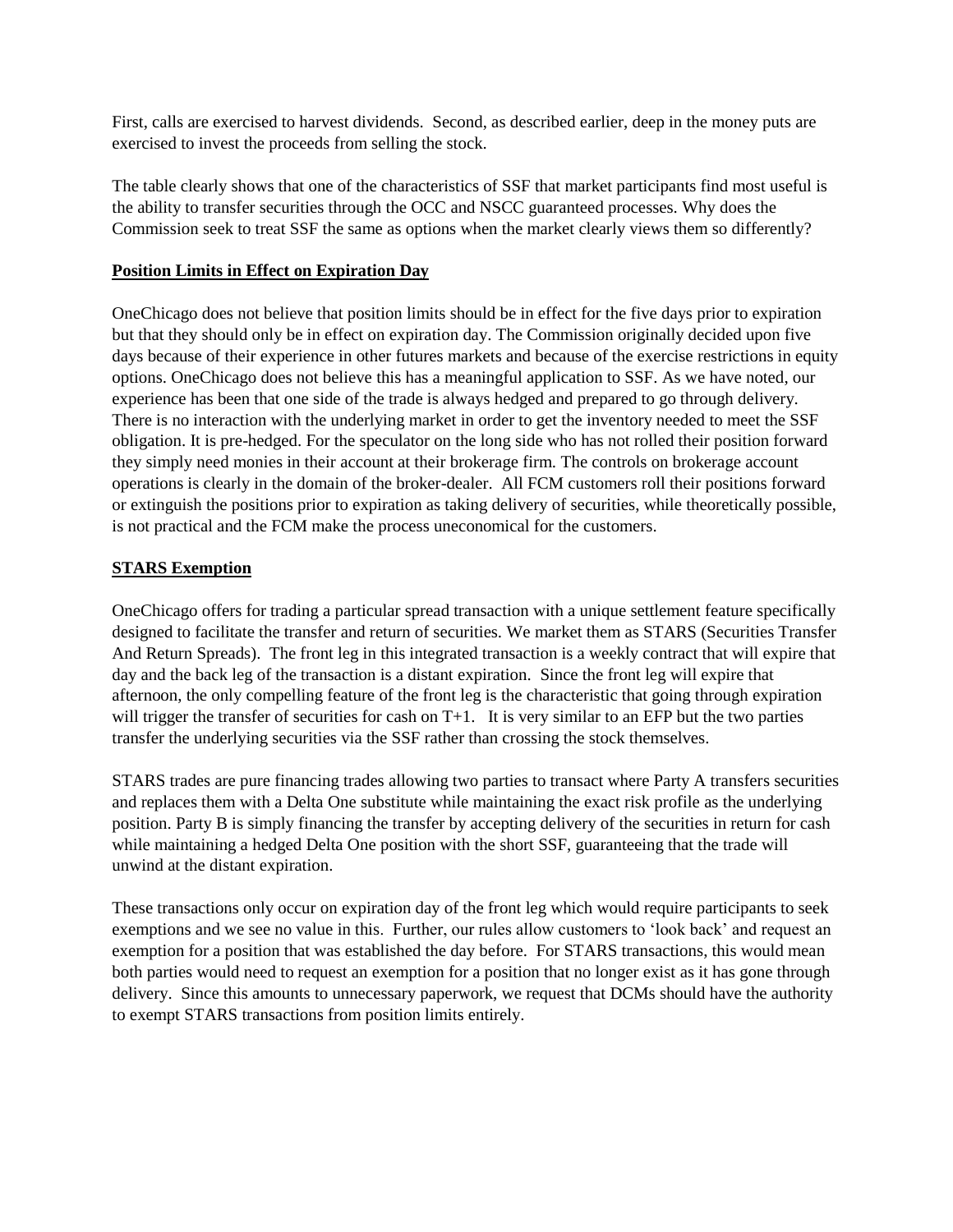First, calls are exercised to harvest dividends. Second, as described earlier, deep in the money puts are exercised to invest the proceeds from selling the stock.

The table clearly shows that one of the characteristics of SSF that market participants find most useful is the ability to transfer securities through the OCC and NSCC guaranteed processes. Why does the Commission seek to treat SSF the same as options when the market clearly views them so differently?

**Position Limits in Effect on Expiration Day**

OneChicago does not believe that position limits should be in effect for the five days prior to expiration but that they should only be in effect on expiration day. The Commission originally decided upon five days because of their experience in other futures markets and because of the exercise restrictions in equity options. OneChicago does not believe this has a meaningful application to SSF. As we have noted, our experience has been that one side of the trade is always hedged and prepared to go through delivery. There is no interaction with the underlying market in order to get the inventory needed to meet the SSF obligation. It is pre-hedged. For the speculator on the long side who has not rolled their position forward they simply need monies in their account at their brokerage firm. The controls on brokerage account operations is clearly in the domain of the broker-dealer. All FCM customers roll their positions forward or extinguish the positions prior to expiration as taking delivery of securities, while theoretically possible, is not practical and the FCM make the process uneconomical for the customers.

**STARS Exemption**

OneChicago offers for trading a particular spread transaction with a unique settlement feature specifically designed to facilitate the transfer and return of securities. We market them as STARS (Securities Transfer And Return Spreads). The front leg in this integrated transaction is a weekly contract that will expire that day and the back leg of the transaction is a distant expiration. Since the front leg will expire that afternoon, the only compelling feature of the front leg is the characteristic that going through expiration will trigger the transfer of securities for cash on T+1. It is very similar to an EFP but the two parties transfer the underlying securities via the SSF rather than crossing the stock themselves.

STARS trades are pure financing trades allowing two parties to transact where Party A transfers securities and replaces them with a Delta One substitute while maintaining the exact risk profile as the underlying position. Party B is simply financing the transfer by accepting delivery of the securities in return for cash while maintaining a hedged Delta One position with the short SSF, guaranteeing that the trade will unwind at the distant expiration.

These transactions only occur on expiration day of the front leg which would require participants to seek exemptions and we see no value in this. Further, our rules allow customers to 'look back' and request an exemption for a position that was established the day before. For STARS transactions, this would mean both parties would need to request an exemption for a position that no longer exist as it has gone through delivery. Since this amounts to unnecessary paperwork, we request that DCMs should have the authority to exempt STARS transactions from position limits entirely.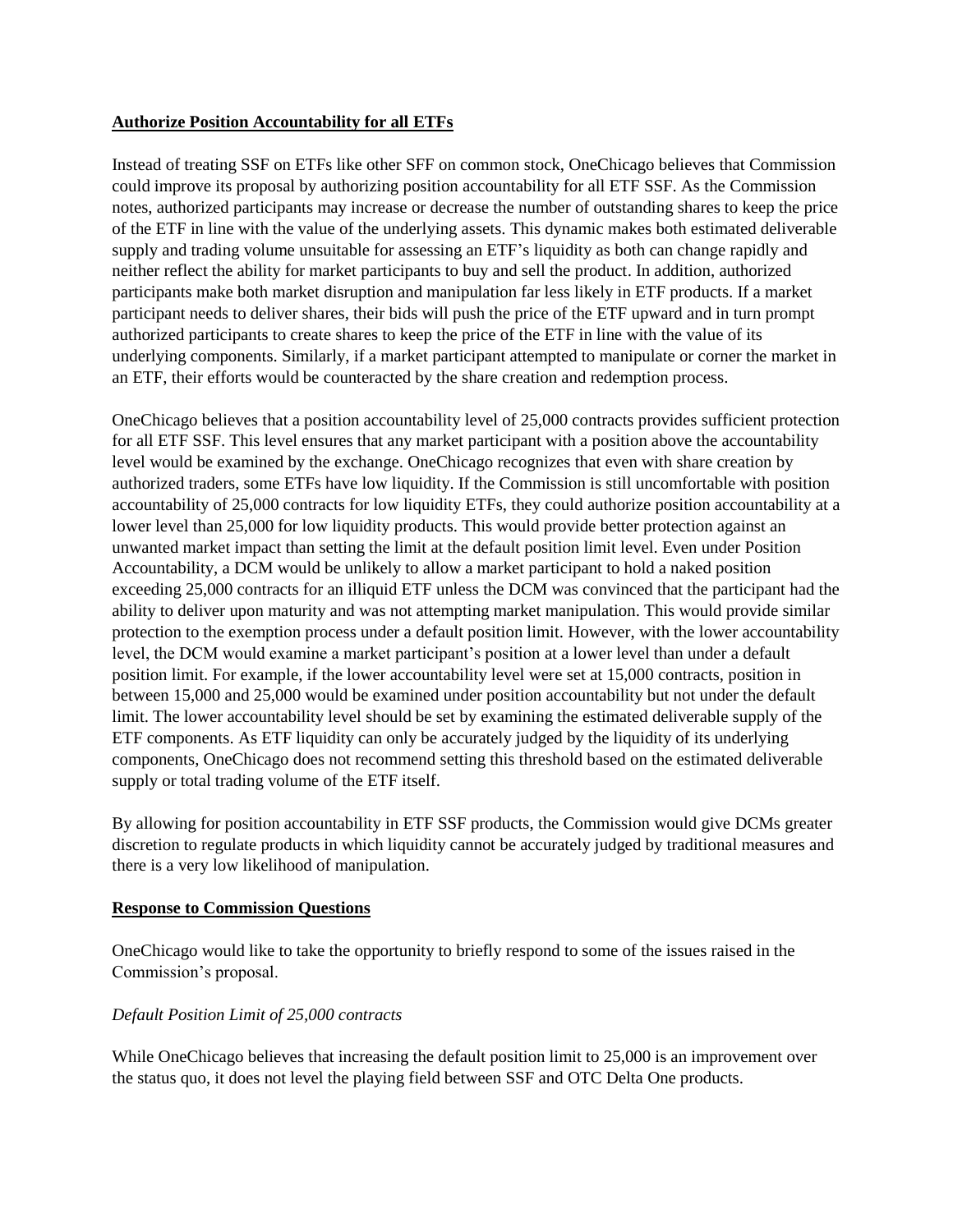**Authorize Position Accountability for all ETFs**

Instead of treating SSF on ETFs like other SFF on common stock, OneChicago believes that Commission could improve its proposal by authorizing position accountability for all ETF SSF. As the Commission notes, authorized participants may increase or decrease the number of outstanding shares to keep the price of the ETF in line with the value of the underlying assets. This dynamic makes both estimated deliverable supply and trading volume unsuitable for assessing an ETF's liquidity as both can change rapidly and neither reflect the ability for market participants to buy and sell the product. In addition, authorized participants make both market disruption and manipulation far less likely in ETF products. If a market participant needs to deliver shares, their bids will push the price of the ETF upward and in turn prompt authorized participants to create shares to keep the price of the ETF in line with the value of its underlying components. Similarly, if a market participant attempted to manipulate or corner the market in an ETF, their efforts would be counteracted by the share creation and redemption process.

OneChicago believes that a position accountability level of 25,000 contracts provides sufficient protection for all ETF SSF. This level ensures that any market participant with a position above the accountability level would be examined by the exchange. OneChicago recognizes that even with share creation by authorized traders, some ETFs have low liquidity. If the Commission is still uncomfortable with position accountability of 25,000 contracts for low liquidity ETFs, they could authorize position accountability at a lower level than 25,000 for low liquidity products. This would provide better protection against an unwanted market impact than setting the limit at the default position limit level. Even under Position Accountability, a DCM would be unlikely to allow a market participant to hold a naked position exceeding 25,000 contracts for an illiquid ETF unless the DCM was convinced that the participant had the ability to deliver upon maturity and was not attempting market manipulation. This would provide similar protection to the exemption process under a default position limit. However, with the lower accountability level, the DCM would examine a market participant's position at a lower level than under a default position limit. For example, if the lower accountability level were set at 15,000 contracts, position in between 15,000 and 25,000 would be examined under position accountability but not under the default limit. The lower accountability level should be set by examining the estimated deliverable supply of the ETF components. As ETF liquidity can only be accurately judged by the liquidity of its underlying components, OneChicago does not recommend setting this threshold based on the estimated deliverable supply or total trading volume of the ETF itself.

By allowing for position accountability in ETF SSF products, the Commission would give DCMs greater discretion to regulate products in which liquidity cannot be accurately judged by traditional measures and there is a very low likelihood of manipulation.

**Response to Commission Questions**

OneChicago would like to take the opportunity to briefly respond to some of the issues raised in the Commission's proposal.

*Default Position Limit of 25,000 contracts*

While OneChicago believes that increasing the default position limit to 25,000 is an improvement over the status quo, it does not level the playing field between SSF and OTC Delta One products.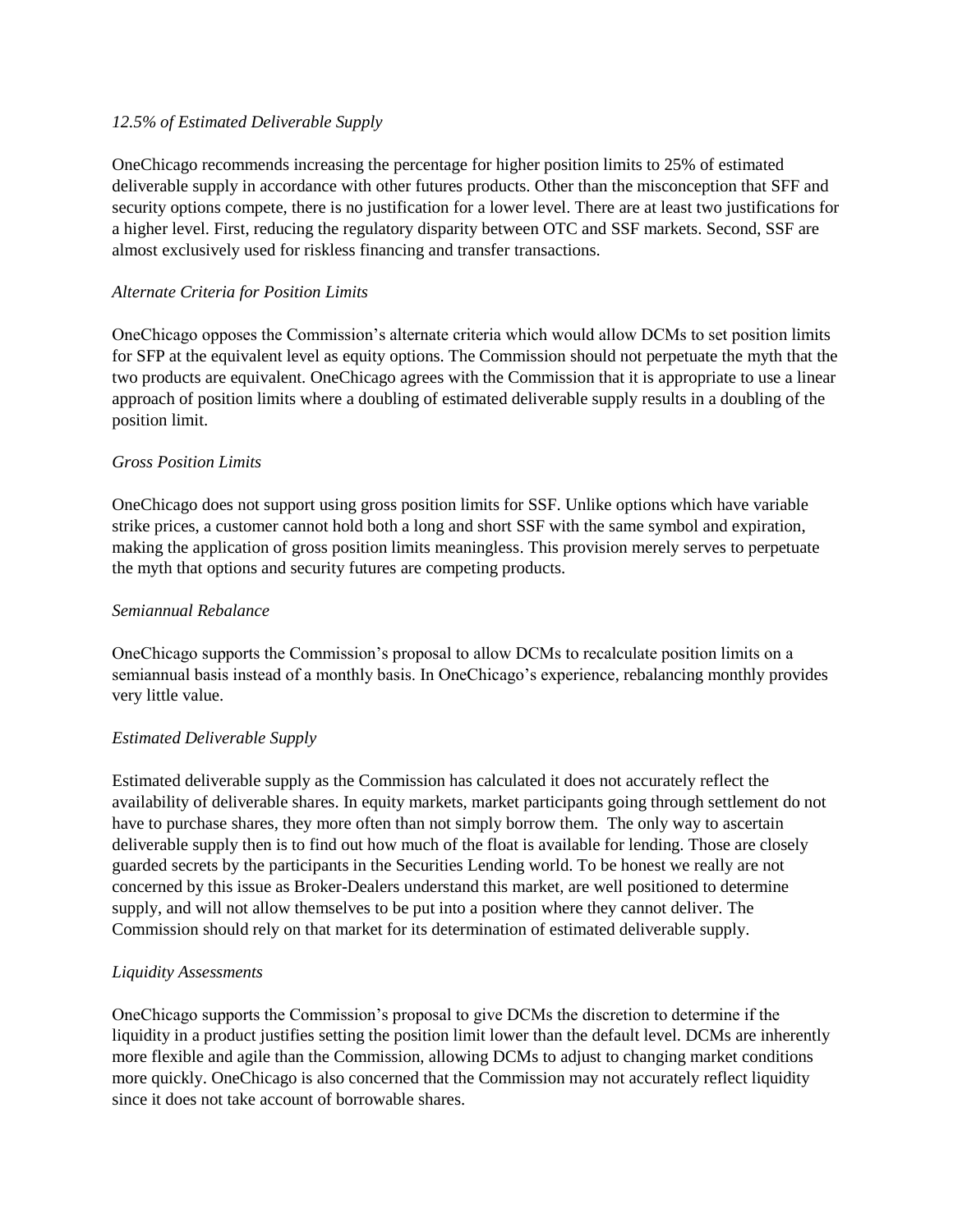*12.5% of Estimated Deliverable Supply*

OneChicago recommends increasing the percentage for higher position limits to 25% of estimated deliverable supply in accordance with other futures products. Other than the misconception that SFF and security options compete, there is no justification for a lower level. There are at least two justifications for a higher level. First, reducing the regulatory disparity between OTC and SSF markets. Second, SSF are almost exclusively used for riskless financing and transfer transactions.

*Alternate Criteria for Position Limits*

OneChicago opposes the Commission's alternate criteria which would allow DCMs to set position limits for SFP at the equivalent level as equity options. The Commission should not perpetuate the myth that the two products are equivalent. OneChicago agrees with the Commission that it is appropriate to use a linear approach of position limits where a doubling of estimated deliverable supply results in a doubling of the position limit.

*Gross Position Limits*

OneChicago does not support using gross position limits for SSF. Unlike options which have variable strike prices, a customer cannot hold both a long and short SSF with the same symbol and expiration, making the application of gross position limits meaningless. This provision merely serves to perpetuate the myth that options and security futures are competing products.

*Semiannual Rebalance*

OneChicago supports the Commission's proposal to allow DCMs to recalculate position limits on a semiannual basis instead of a monthly basis. In OneChicago's experience, rebalancing monthly provides very little value.

*Estimated Deliverable Supply*

Estimated deliverable supply as the Commission has calculated it does not accurately reflect the availability of deliverable shares. In equity markets, market participants going through settlement do not have to purchase shares, they more often than not simply borrow them. The only way to ascertain deliverable supply then is to find out how much of the float is available for lending. Those are closely guarded secrets by the participants in the Securities Lending world. To be honest we really are not concerned by this issue as Broker-Dealers understand this market, are well positioned to determine supply, and will not allow themselves to be put into a position where they cannot deliver. The Commission should rely on that market for its determination of estimated deliverable supply.

*Liquidity Assessments*

OneChicago supports the Commission's proposal to give DCMs the discretion to determine if the liquidity in a product justifies setting the position limit lower than the default level. DCMs are inherently more flexible and agile than the Commission, allowing DCMs to adjust to changing market conditions more quickly. OneChicago is also concerned that the Commission may not accurately reflect liquidity since it does not take account of borrowable shares.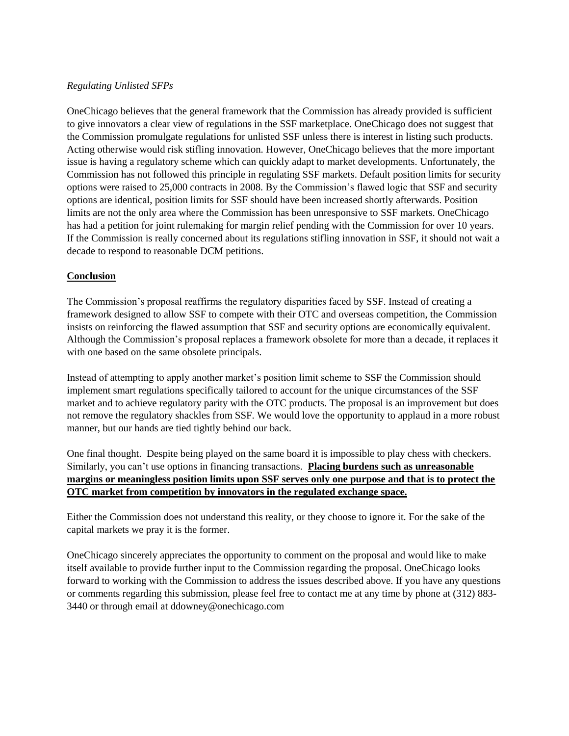*Regulating Unlisted SFPs*

OneChicago believes that the general framework that the Commission has already provided is sufficient to give innovators a clear view of regulations in the SSF marketplace. OneChicago does not suggest that the Commission promulgate regulations for unlisted SSF unless there is interest in listing such products. Acting otherwise would risk stifling innovation. However, OneChicago believes that the more important issue is having a regulatory scheme which can quickly adapt to market developments. Unfortunately, the Commission has not followed this principle in regulating SSF markets. Default position limits for security options were raised to 25,000 contracts in 2008. By the Commission's flawed logic that SSF and security options are identical, position limits for SSF should have been increased shortly afterwards. Position limits are not the only area where the Commission has been unresponsive to SSF markets. OneChicago has had a petition for joint rulemaking for margin relief pending with the Commission for over 10 years. If the Commission is really concerned about its regulations stifling innovation in SSF, it should not wait a decade to respond to reasonable DCM petitions.

## Conclusion

The Commission's proposal reaffirms the regulatory disparities faced by SSF. Instead of creating a framework designed to allow SSF to compete with their OTC and overseas competition, the Commission insists on reinforcing the flawed assumption that SSF and security options are economically equivalent. Although the Commission's proposal replaces a framework obsolete for more than a decade, it replaces it with one based on the same obsolete principals.

Instead of attempting to apply another market's position limit scheme to SSF the Commission should implement smart regulations specifically tailored to account for the unique circumstances of the SSF market and to achieve regulatory parity with the OTC products. The proposal is an improvement but does not remove the regulatory shackles from SSF. We would love the opportunity to applaud in a more robust manner, but our hands are tied tightly behind our back.

One final thought. Despite being played on the same board it is impossible to play chess with checkers. Similarly, you can't use options in financing transactions. **Placing burdens such as unreasonable margins or meaningless position limits upon SSF serves only one purpose and that is to protect the OTC market from competition by innovators in the regulated exchange space.**

Either the Commission does not understand this reality, or they choose to ignore it. For the sake of the capital markets we pray it is the former.

OneChicago sincerely appreciates the opportunity to comment on the proposal and would like to make itself available to provide further input to the Commission regarding the proposal. OneChicago looks forward to working with the Commission to address the issues described above. If you have any questions or comments regarding this submission, please feel free to contact me at any time by phone at (312) 883-3440 or through email at ddowney@onechicago.com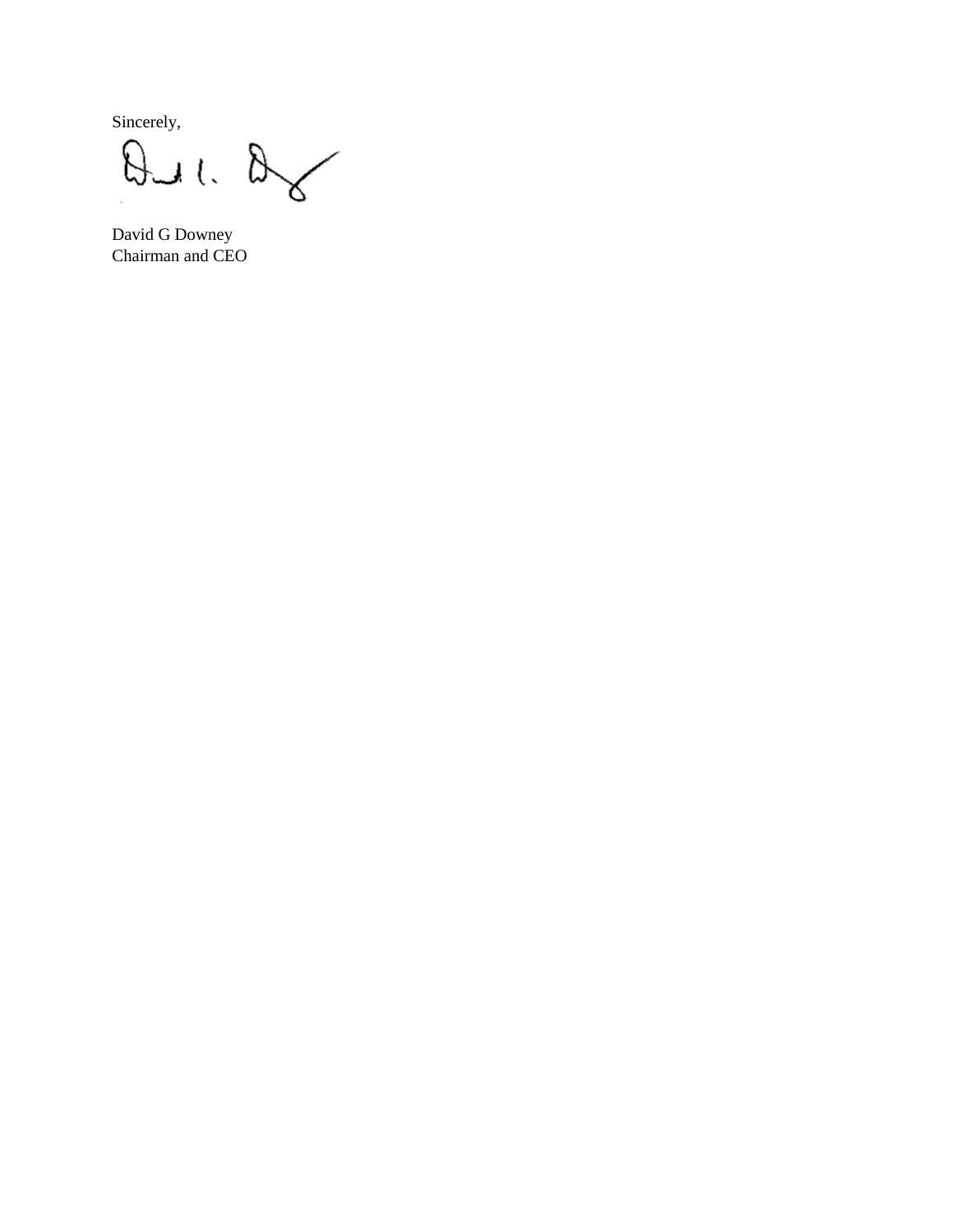Sincerely,

David G Downey
Chairman and CEO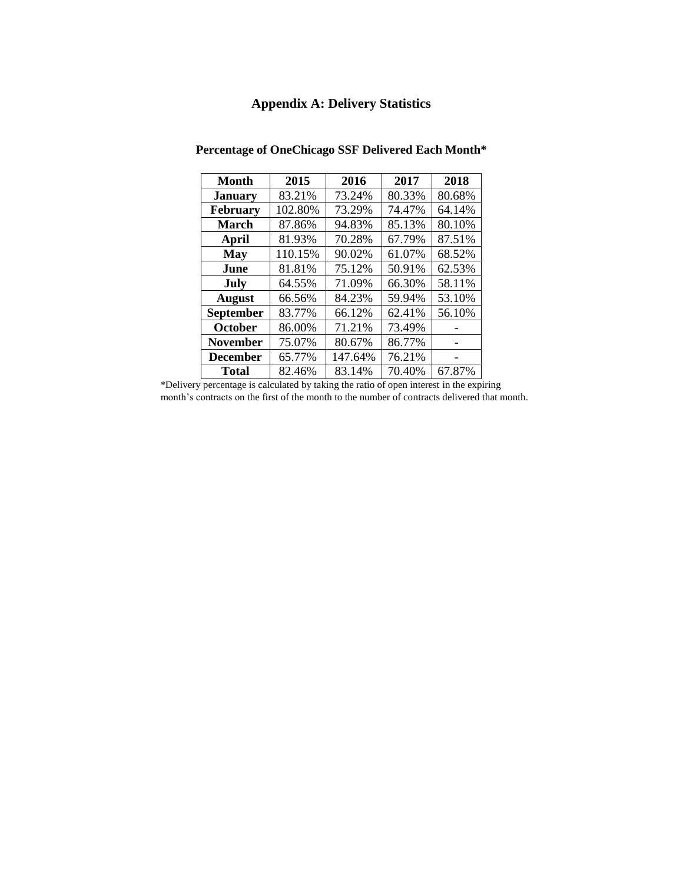# Appendix A: Delivery Statistics

### Percentage of OneChicago SSF Delivered Each Month*

| Month | 2015 | 2016 | 2017 | 2018 |
|---|---|---|---|---|
| **January** | 83.21% | 73.24% | 80.33% | 80.68% |
| **February** | 102.80% | 73.29% | 74.47% | 64.14% |
| **March** | 87.86% | 94.83% | 85.13% | 80.10% |
| **April** | 81.93% | 70.28% | 67.79% | 87.51% |
| **May** | 110.15% | 90.02% | 61.07% | 68.52% |
| **June** | 81.81% | 75.12% | 50.91% | 62.53% |
| **July** | 64.55% | 71.09% | 66.30% | 58.11% |
| **August** | 66.56% | 84.23% | 59.94% | 53.10% |
| **September** | 83.77% | 66.12% | 62.41% | 56.10% |
| **October** | 86.00% | 71.21% | 73.49% | - |
| **November** | 75.07% | 80.67% | 86.77% | - |
| **December** | 65.77% | 147.64% | 76.21% | - |
| **Total** | 82.46% | 83.14% | 70.40% | 67.87% |

*Delivery percentage is calculated by taking the ratio of open interest in the expiring month's contracts on the first of the month to the number of contracts delivered that month.